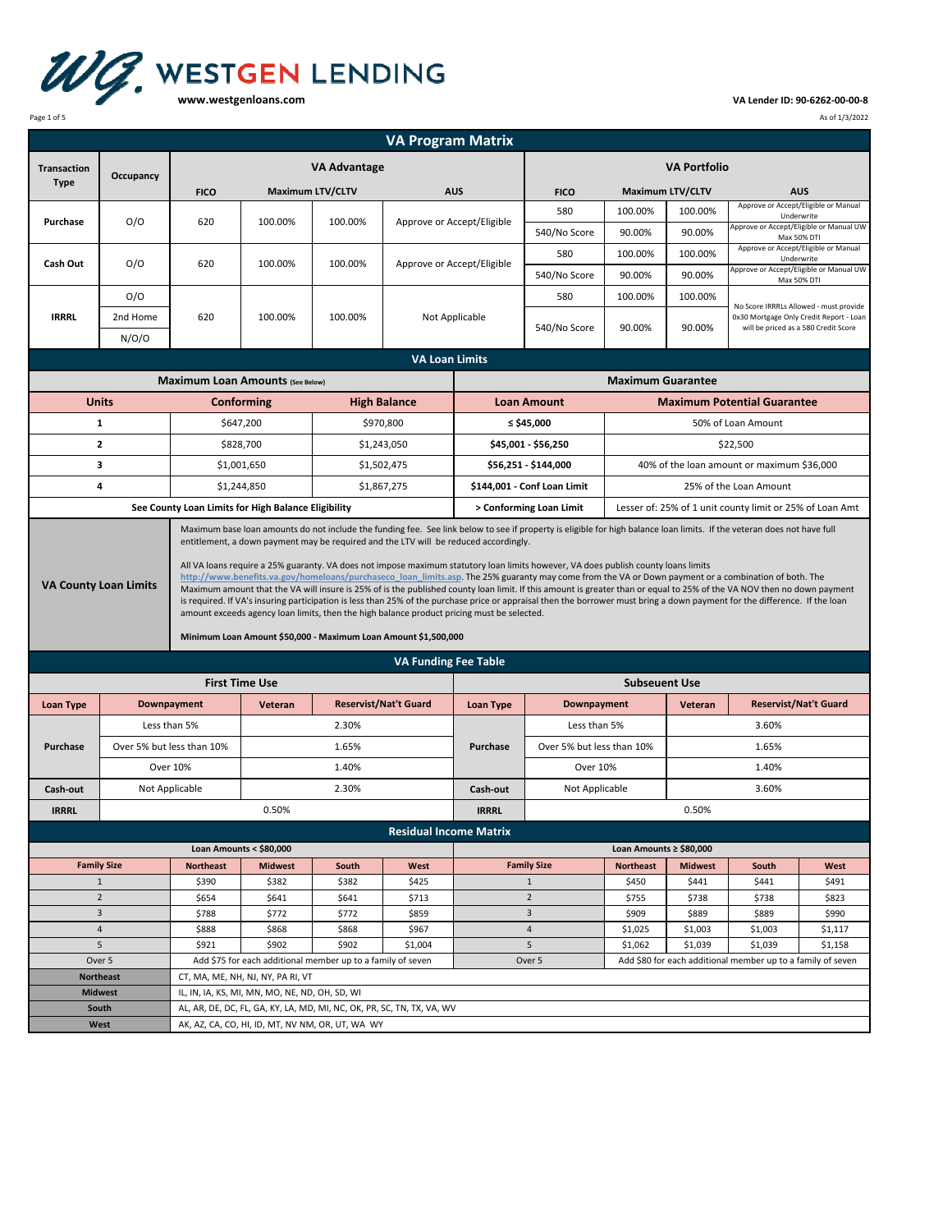# WESTGEN LENDING

www.westgenloans.com

VA Lender ID: 90-6262-00-00-8

As of 1/3/2022

## VA Program Matrix

| Transaction Type | Occupancy | VA Advantage | | | | VA Portfolio | | | |
|---|---|---|---|---|---|---|---|---|---|
| | | FICO | Maximum LTV/CLTV | | AUS | FICO | Maximum LTV/CLTV | | AUS |
| Purchase | O/O | 620 | 100.00% | 100.00% | Approve or Accept/Eligible | 580 | 100.00% | 100.00% | Approve or Accept/Eligible or Manual Underwrite |
| | | | | | | 540/No Score | 90.00% | 90.00% | Approve or Accept/Eligible or Manual UW Max 50% DTI |
| Cash Out | O/O | 620 | 100.00% | 100.00% | Approve or Accept/Eligible | 580 | 100.00% | 100.00% | Approve or Accept/Eligible or Manual Underwrite |
| | | | | | | 540/No Score | 90.00% | 90.00% | Approve or Accept/Eligible or Manual UW Max 50% DTI |
| IRRRL | O/O | 620 | 100.00% | 100.00% | Not Applicable | 580 | 100.00% | 100.00% | No Score IRRRLs Allowed - must provide 0x30 Mortgage Only Credit Report - Loan will be priced as a 580 Credit Score |
| | 2nd Home | | | | | 540/No Score | 90.00% | 90.00% | |
| | N/O/O | | | | | | | | |

## VA Loan Limits

| Maximum Loan Amounts (See Below) | | | Maximum Guarantee | |
|---|---|---|---|---|
| **Units** | **Conforming** | **High Balance** | **Loan Amount** | **Maximum Potential Guarantee** |
| 1 | $647,200 | $970,800 | ≤ $45,000 | 50% of Loan Amount |
| 2 | $828,700 | $1,243,050 | $45,001 - $56,250 | $22,500 |
| 3 | $1,001,650 | $1,502,475 | $56,251 - $144,000 | 40% of the loan amount or maximum $36,000 |
| 4 | $1,244,850 | $1,867,275 | $144,001 - Conf Loan Limit | 25% of the Loan Amount |
| See County Loan Limits for High Balance Eligibility | | | > Conforming Loan Limit | Lesser of: 25% of 1 unit county limit or 25% of Loan Amt |

**VA County Loan Limits**

Maximum base loan amounts do not include the funding fee. See link below to see if property is eligible for high balance loan limits. If the veteran does not have full entitlement, a down payment may be required and the LTV will be reduced accordingly.

All VA loans require a 25% guaranty. VA does not impose maximum statutory loan limits however, VA does publish county loans limits http://www.benefits.va.gov/homeloans/purchaseco_loan_limits.asp. The 25% guaranty may come from the VA or Down payment or a combination of both. The Maximum amount that the VA will insure is 25% of is the published county loan limit. If this amount is greater than or equal to 25% of the VA NOV then no down payment is required. If VA's insuring participation is less than 25% of the purchase price or appraisal then the borrower must bring a down payment for the difference. If the loan amount exceeds agency loan limits, then the high balance product pricing must be selected.

**Minimum Loan Amount $50,000 - Maximum Loan Amount $1,500,000**

## VA Funding Fee Table

| First Time Use | | | | Subseuent Use | | | |
|---|---|---|---|---|---|---|---|
| **Loan Type** | **Downpayment** | **Veteran** | **Reservist/Nat't Guard** | **Loan Type** | **Downpayment** | **Veteran** | **Reservist/Nat't Guard** |
| Purchase | Less than 5% | 2.30% | | Purchase | Less than 5% | 3.60% | |
| | Over 5% but less than 10% | 1.65% | | | Over 5% but less than 10% | 1.65% | |
| | Over 10% | 1.40% | | | Over 10% | 1.40% | |
| Cash-out | Not Applicable | 2.30% | | Cash-out | Not Applicable | 3.60% | |
| IRRRL | 0.50% | | | IRRRL | 0.50% | | |

## Residual Income Matrix

| Loan Amounts < $80,000 | | | | | Loan Amounts ≥ $80,000 | | | | |
|---|---|---|---|---|---|---|---|---|---|
| **Family Size** | **Northeast** | **Midwest** | **South** | **West** | **Family Size** | **Northeast** | **Midwest** | **South** | **West** |
| 1 | $390 | $382 | $382 | $425 | 1 | $450 | $441 | $441 | $491 |
| 2 | $654 | $641 | $641 | $713 | 2 | $755 | $738 | $738 | $823 |
| 3 | $788 | $772 | $772 | $859 | 3 | $909 | $889 | $889 | $990 |
| 4 | $888 | $868 | $868 | $967 | 4 | $1,025 | $1,003 | $1,003 | $1,117 |
| 5 | $921 | $902 | $902 | $1,004 | 5 | $1,062 | $1,039 | $1,039 | $1,158 |
| Over 5 | Add $75 for each additional member up to a family of seven | | | | Over 5 | Add $80 for each additional member up to a family of seven | | | |

| Region | States |
|---|---|
| **Northeast** | CT, MA, ME, NH, NJ, NY, PA RI, VT |
| **Midwest** | IL, IN, IA, KS, MI, MN, MO, NE, ND, OH, SD, WI |
| **South** | AL, AR, DE, DC, FL, GA, KY, LA, MD, MI, NC, OK, PR, SC, TN, TX, VA, WV |
| **West** | AK, AZ, CA, CO, HI, ID, MT, NV NM, OR, UT, WA WY |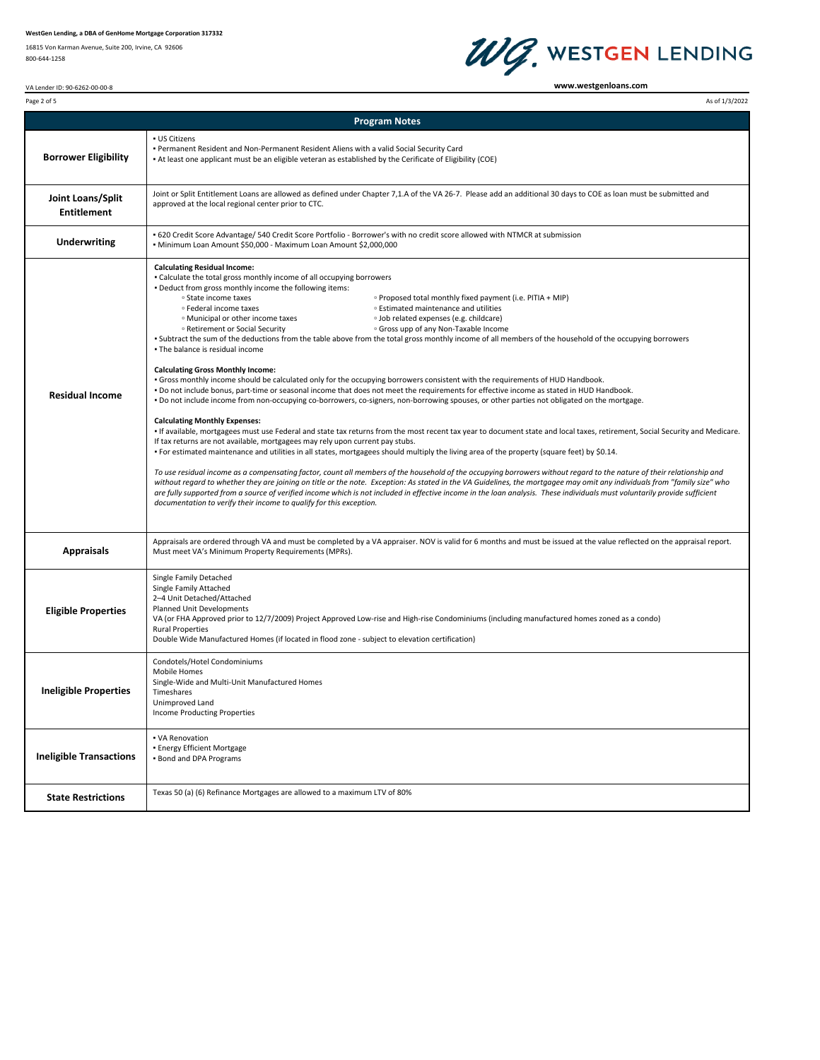WestGen Lending, a DBA of GenHome Mortgage Corporation 317332
16815 Von Karman Avenue, Suite 200, Irvine, CA 92606
800-644-1258

VA Lender ID: 90-6262-00-00-8

**WESTGEN LENDING**
www.westgenloans.com

As of 1/3/2022

## Program Notes

| | |
|---|---|
| **Borrower Eligibility** | • US Citizens<br>• Permanent Resident and Non-Permanent Resident Aliens with a valid Social Security Card<br>• At least one applicant must be an eligible veteran as established by the Cerificate of Eligibility (COE) |
| **Joint Loans/Split Entitlement** | Joint or Split Entitlement Loans are allowed as defined under Chapter 7,1.A of the VA 26-7. Please add an additional 30 days to COE as loan must be submitted and approved at the local regional center prior to CTC. |
| **Underwriting** | • 620 Credit Score Advantage/ 540 Credit Score Portfolio - Borrower's with no credit score allowed with NTMCR at submission<br>• Minimum Loan Amount $50,000 - Maximum Loan Amount $2,000,000 |
| **Residual Income** | **Calculating Residual Income:**<br>• Calculate the total gross monthly income of all occupying borrowers<br>• Deduct from gross monthly income the following items:<br>◦ State income taxes ◦ Proposed total monthly fixed payment (i.e. PITIA + MIP)<br>◦ Federal income taxes ◦ Estimated maintenance and utilities<br>◦ Municipal or other income taxes ◦ Job related expenses (e.g. childcare)<br>◦ Retirement or Social Security ◦ Gross upp of any Non-Taxable Income<br>• Subtract the sum of the deductions from the table above from the total gross monthly income of all members of the household of the occupying borrowers<br>• The balance is residual income<br><br>**Calculating Gross Monthly Income:**<br>• Gross monthly income should be calculated only for the occupying borrowers consistent with the requirements of HUD Handbook.<br>• Do not include bonus, part-time or seasonal income that does not meet the requirements for effective income as stated in HUD Handbook.<br>• Do not include income from non-occupying co-borrowers, co-signers, non-borrowing spouses, or other parties not obligated on the mortgage.<br><br>**Calculating Monthly Expenses:**<br>• If available, mortgagees must use Federal and state tax returns from the most recent tax year to document state and local taxes, retirement, Social Security and Medicare. If tax returns are not available, mortgagees may rely upon current pay stubs.<br>• For estimated maintenance and utilities in all states, mortgagees should multiply the living area of the property (square feet) by $0.14.<br><br>*To use residual income as a compensating factor, count all members of the household of the occupying borrowers without regard to the nature of their relationship and without regard to whether they are joining on title or the note. Exception: As stated in the VA Guidelines, the mortgagee may omit any individuals from "family size" who are fully supported from a source of verified income which is not included in effective income in the loan analysis. These individuals must voluntarily provide sufficient documentation to verify their income to qualify for this exception.* |
| **Appraisals** | Appraisals are ordered through VA and must be completed by a VA appraiser. NOV is valid for 6 months and must be issued at the value reflected on the appraisal report. Must meet VA's Minimum Property Requirements (MPRs). |
| **Eligible Properties** | Single Family Detached<br>Single Family Attached<br>2–4 Unit Detached/Attached<br>Planned Unit Developments<br>VA (or FHA Approved prior to 12/7/2009) Project Approved Low-rise and High-rise Condominiums (including manufactured homes zoned as a condo)<br>Rural Properties<br>Double Wide Manufactured Homes (if located in flood zone - subject to elevation certification) |
| **Ineligible Properties** | Condotels/Hotel Condominiums<br>Mobile Homes<br>Single-Wide and Multi-Unit Manufactured Homes<br>Timeshares<br>Unimproved Land<br>Income Producting Properties |
| **Ineligible Transactions** | • VA Renovation<br>• Energy Efficient Mortgage<br>• Bond and DPA Programs |
| **State Restrictions** | Texas 50 (a) (6) Refinance Mortgages are allowed to a maximum LTV of 80% |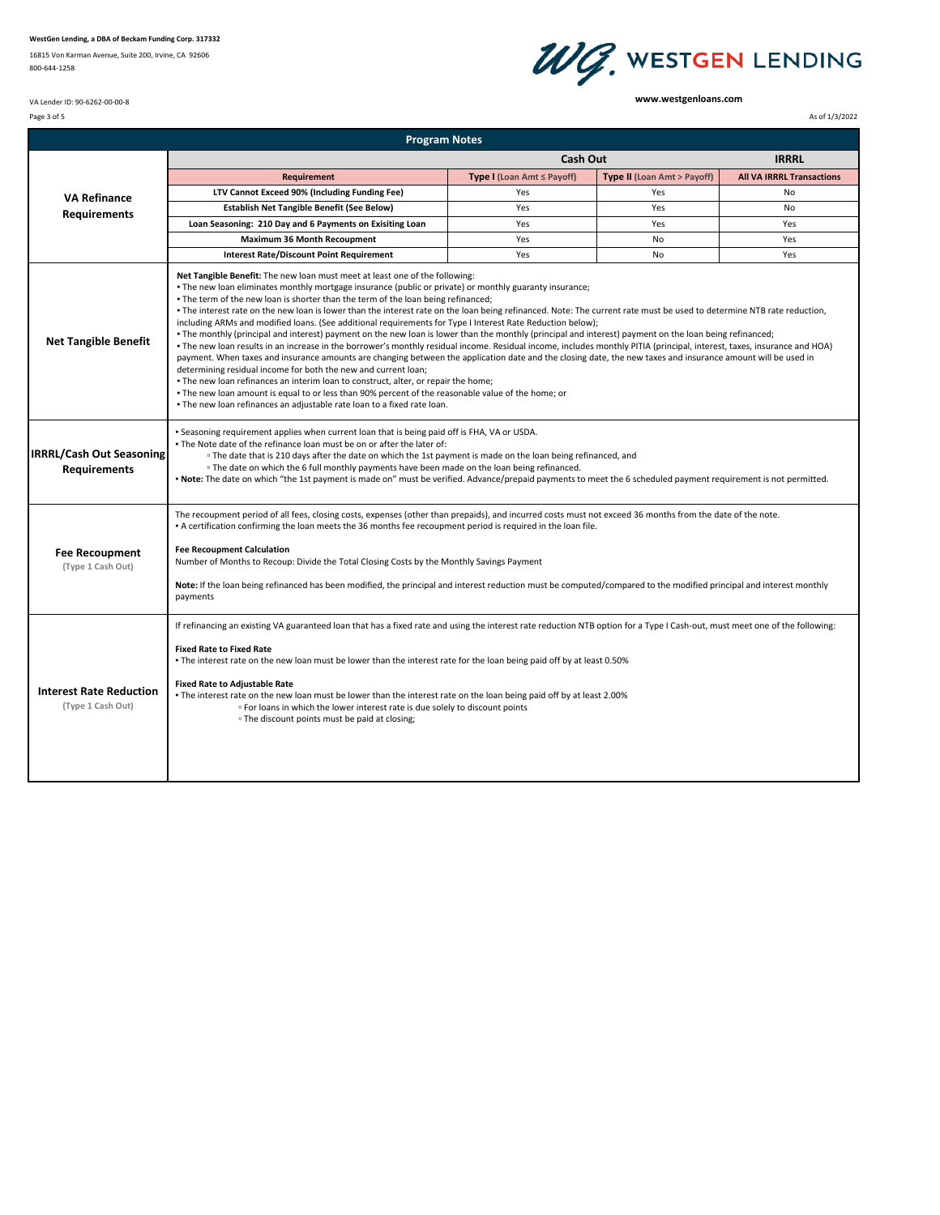WestGen Lending, a DBA of Beckam Funding Corp. 317332

16815 Von Karman Avenue, Suite 200, Irvine, CA 92606

800-644-1258

VA Lender ID: 90-6262-00-00-8

www.westgenloans.com

As of 1/3/2022

## Program Notes

### VA Refinance Requirements

| Requirement | Cash Out – Type I (Loan Amt ≤ Payoff) | Cash Out – Type II (Loan Amt > Payoff) | IRRRL – All VA IRRRL Transactions |
|---|---|---|---|
| LTV Cannot Exceed 90% (Including Funding Fee) | Yes | Yes | No |
| Establish Net Tangible Benefit (See Below) | Yes | Yes | No |
| Loan Seasoning: 210 Day and 6 Payments on Exisiting Loan | Yes | Yes | Yes |
| Maximum 36 Month Recoupment | Yes | No | Yes |
| Interest Rate/Discount Point Requirement | Yes | No | Yes |

### Net Tangible Benefit

**Net Tangible Benefit:** The new loan must meet at least one of the following:

- The new loan eliminates monthly mortgage insurance (public or private) or monthly guaranty insurance;
- The term of the new loan is shorter than the term of the loan being refinanced;
- The interest rate on the new loan is lower than the interest rate on the loan being refinanced. Note: The current rate must be used to determine NTB rate reduction, including ARMs and modified loans. (See additional requirements for Type I Interest Rate Reduction below);
- The monthly (principal and interest) payment on the new loan is lower than the monthly (principal and interest) payment on the loan being refinanced;
- The new loan results in an increase in the borrower's monthly residual income. Residual income, includes monthly PITIA (principal, interest, taxes, insurance and HOA) payment. When taxes and insurance amounts are changing between the application date and the closing date, the new taxes and insurance amount will be used in determining residual income for both the new and current loan;
- The new loan refinances an interim loan to construct, alter, or repair the home;
- The new loan amount is equal to or less than 90% percent of the reasonable value of the home; or
- The new loan refinances an adjustable rate loan to a fixed rate loan.

### IRRRL/Cash Out Seasoning Requirements

- Seasoning requirement applies when current loan that is being paid off is FHA, VA or USDA.
- The Note date of the refinance loan must be on or after the later of:
  - The date that is 210 days after the date on which the 1st payment is made on the loan being refinanced, and
  - The date on which the 6 full monthly payments have been made on the loan being refinanced.
- **Note:** The date on which "the 1st payment is made on" must be verified. Advance/prepaid payments to meet the 6 scheduled payment requirement is not permitted.

### Fee Recoupment (Type 1 Cash Out)

The recoupment period of all fees, closing costs, expenses (other than prepaids), and incurred costs must not exceed 36 months from the date of the note.

- A certification confirming the loan meets the 36 months fee recoupment period is required in the loan file.

**Fee Recoupment Calculation**

Number of Months to Recoup: Divide the Total Closing Costs by the Monthly Savings Payment

**Note:** If the loan being refinanced has been modified, the principal and interest reduction must be computed/compared to the modified principal and interest monthly payments

### Interest Rate Reduction (Type 1 Cash Out)

If refinancing an existing VA guaranteed loan that has a fixed rate and using the interest rate reduction NTB option for a Type I Cash-out, must meet one of the following:

**Fixed Rate to Fixed Rate**

- The interest rate on the new loan must be lower than the interest rate for the loan being paid off by at least 0.50%

**Fixed Rate to Adjustable Rate**

- The interest rate on the new loan must be lower than the interest rate on the loan being paid off by at least 2.00%
  - For loans in which the lower interest rate is due solely to discount points
  - The discount points must be paid at closing;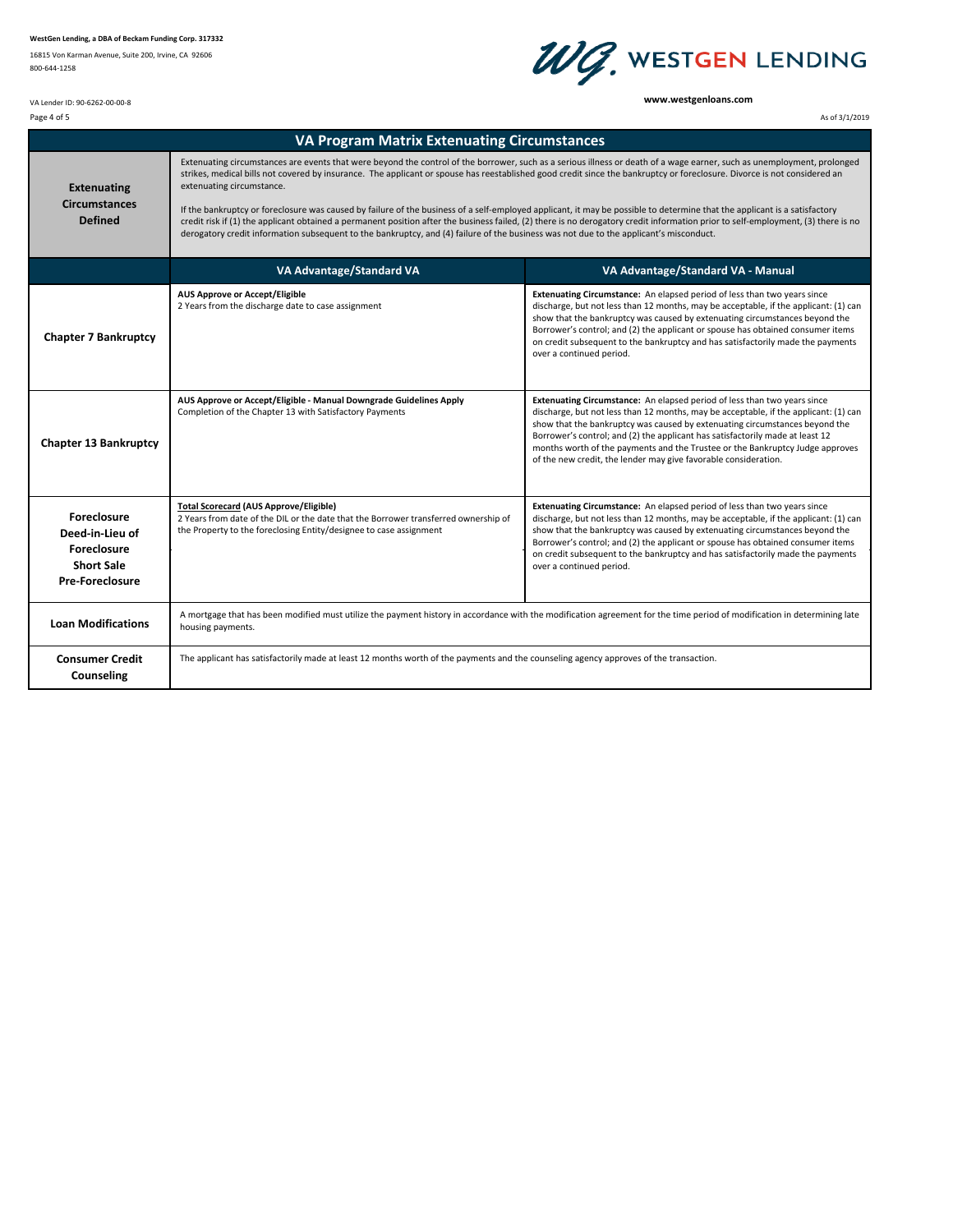WestGen Lending, a DBA of Beckam Funding Corp. 317332
16815 Von Karman Avenue, Suite 200, Irvine, CA 92606
800-644-1258

VA Lender ID: 90-6262-00-00-8

www.westgenloans.com

As of 3/1/2019

## VA Program Matrix Extenuating Circumstances

| **Extenuating Circumstances Defined** | Extenuating circumstances are events that were beyond the control of the borrower, such as a serious illness or death of a wage earner, such as unemployment, prolonged strikes, medical bills not covered by insurance. The applicant or spouse has reestablished good credit since the bankruptcy or foreclosure. Divorce is not considered an extenuating circumstance.<br><br>If the bankruptcy or foreclosure was caused by failure of the business of a self-employed applicant, it may be possible to determine that the applicant is a satisfactory credit risk if (1) the applicant obtained a permanent position after the business failed, (2) there is no derogatory credit information prior to self-employment, (3) there is no derogatory credit information subsequent to the bankruptcy, and (4) failure of the business was not due to the applicant's misconduct. | |
|---|---|---|
| | **VA Advantage/Standard VA** | **VA Advantage/Standard VA - Manual** |
| **Chapter 7 Bankruptcy** | **AUS Approve or Accept/Eligible**<br>2 Years from the discharge date to case assignment | **Extenuating Circumstance:** An elapsed period of less than two years since discharge, but not less than 12 months, may be acceptable, if the applicant: (1) can show that the bankruptcy was caused by extenuating circumstances beyond the Borrower's control; and (2) the applicant or spouse has obtained consumer items on credit subsequent to the bankruptcy and has satisfactorily made the payments over a continued period. |
| **Chapter 13 Bankruptcy** | **AUS Approve or Accept/Eligible - Manual Downgrade Guidelines Apply**<br>Completion of the Chapter 13 with Satisfactory Payments | **Extenuating Circumstance:** An elapsed period of less than two years since discharge, but not less than 12 months, may be acceptable, if the applicant: (1) can show that the bankruptcy was caused by extenuating circumstances beyond the Borrower's control; and (2) the applicant has satisfactorily made at least 12 months worth of the payments and the Trustee or the Bankruptcy Judge approves of the new credit, the lender may give favorable consideration. |
| **Foreclosure<br>Deed-in-Lieu of Foreclosure<br>Short Sale<br>Pre-Foreclosure** | **Total Scorecard (AUS Approve/Eligible)**<br>2 Years from date of the DIL or the date that the Borrower transferred ownership of the Property to the foreclosing Entity/designee to case assignment | **Extenuating Circumstance:** An elapsed period of less than two years since discharge, but not less than 12 months, may be acceptable, if the applicant: (1) can show that the bankruptcy was caused by extenuating circumstances beyond the Borrower's control; and (2) the applicant or spouse has obtained consumer items on credit subsequent to the bankruptcy and has satisfactorily made the payments over a continued period. |
| **Loan Modifications** | A mortgage that has been modified must utilize the payment history in accordance with the modification agreement for the time period of modification in determining late housing payments. | |
| **Consumer Credit Counseling** | The applicant has satisfactorily made at least 12 months worth of the payments and the counseling agency approves of the transaction. | |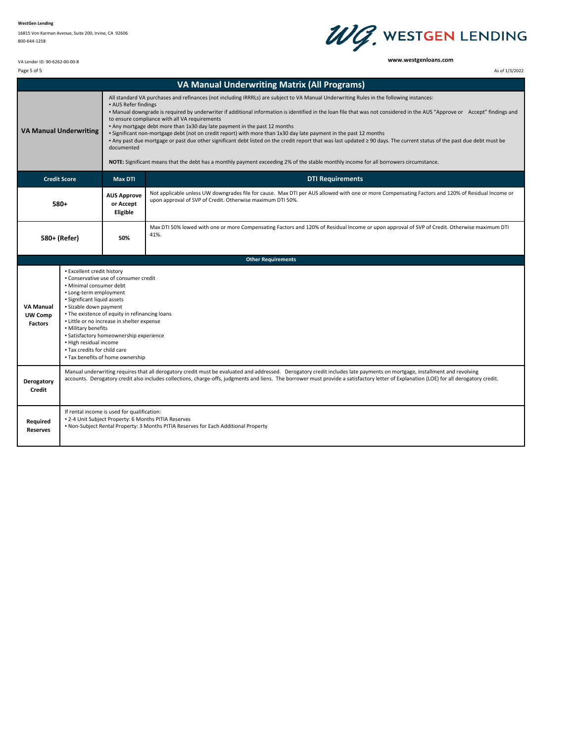WestGen Lending
16815 Von Karman Avenue, Suite 200, Irvine, CA 92606
800-644-1258

VA Lender ID: 90-6262-00-00-8

www.westgenloans.com

As of 1/3/2022

# VA Manual Underwriting Matrix (All Programs)

| | |
|---|---|
| **VA Manual Underwriting** | All standard VA purchases and refinances (not including IRRRLs) are subject to VA Manual Underwriting Rules in the following instances:<br>• AUS Refer findings<br>• Manual downgrade is required by underwriter if additional information is identified in the loan file that was not considered in the AUS "Approve or Accept" findings and to ensure compliance with all VA requirements<br>• Any mortgage debt more than 1x30 day late payment in the past 12 months<br>• Significant non-mortgage debt (not on credit report) with more than 1x30 day late payment in the past 12 months<br>• Any past due mortgage or past due other significant debt listed on the credit report that was last updated ≥ 90 days. The current status of the past due debt must be documented<br><br>**NOTE:** Significant means that the debt has a monthly payment exceeding 2% of the stable monthly income for all borrowers circumstance. |

| Credit Score | Max DTI | DTI Requirements |
|---|---|---|
| 580+ | AUS Approve or Accept Eligible | Not applicable unless UW downgrades file for cause. Max DTI per AUS allowed with one or more Compensating Factors and 120% of Residual Income or upon approval of SVP of Credit. Otherwise maximum DTI 50%. |
| 580+ (Refer) | 50% | Max DTI 50% lowed with one or more Compensating Factors and 120% of Residual Income or upon approval of SVP of Credit. Otherwise maximum DTI 41%. |

## Other Requirements

| | |
|---|---|
| **VA Manual UW Comp Factors** | • Excellent credit history<br>• Conservative use of consumer credit<br>• Minimal consumer debt<br>• Long-term employment<br>• Significant liquid assets<br>• Sizable down payment<br>• The existence of equity in refinancing loans<br>• Little or no increase in shelter expense<br>• Military benefits<br>• Satisfactory homeownership experience<br>• High residual income<br>• Tax credits for child care<br>• Tax benefits of home ownership |
| **Derogatory Credit** | Manual underwriting requires that all derogatory credit must be evaluated and addressed. Derogatory credit includes late payments on mortgage, installment and revolving accounts. Derogatory credit also includes collections, charge-offs, judgments and liens. The borrower must provide a satisfactory letter of Explanation (LOE) for all derogatory credit. |
| **Required Reserves** | If rental income is used for qualification:<br>• 2-4 Unit Subject Property: 6 Months PITIA Reserves<br>• Non-Subject Rental Property: 3 Months PITIA Reserves for Each Additional Property |